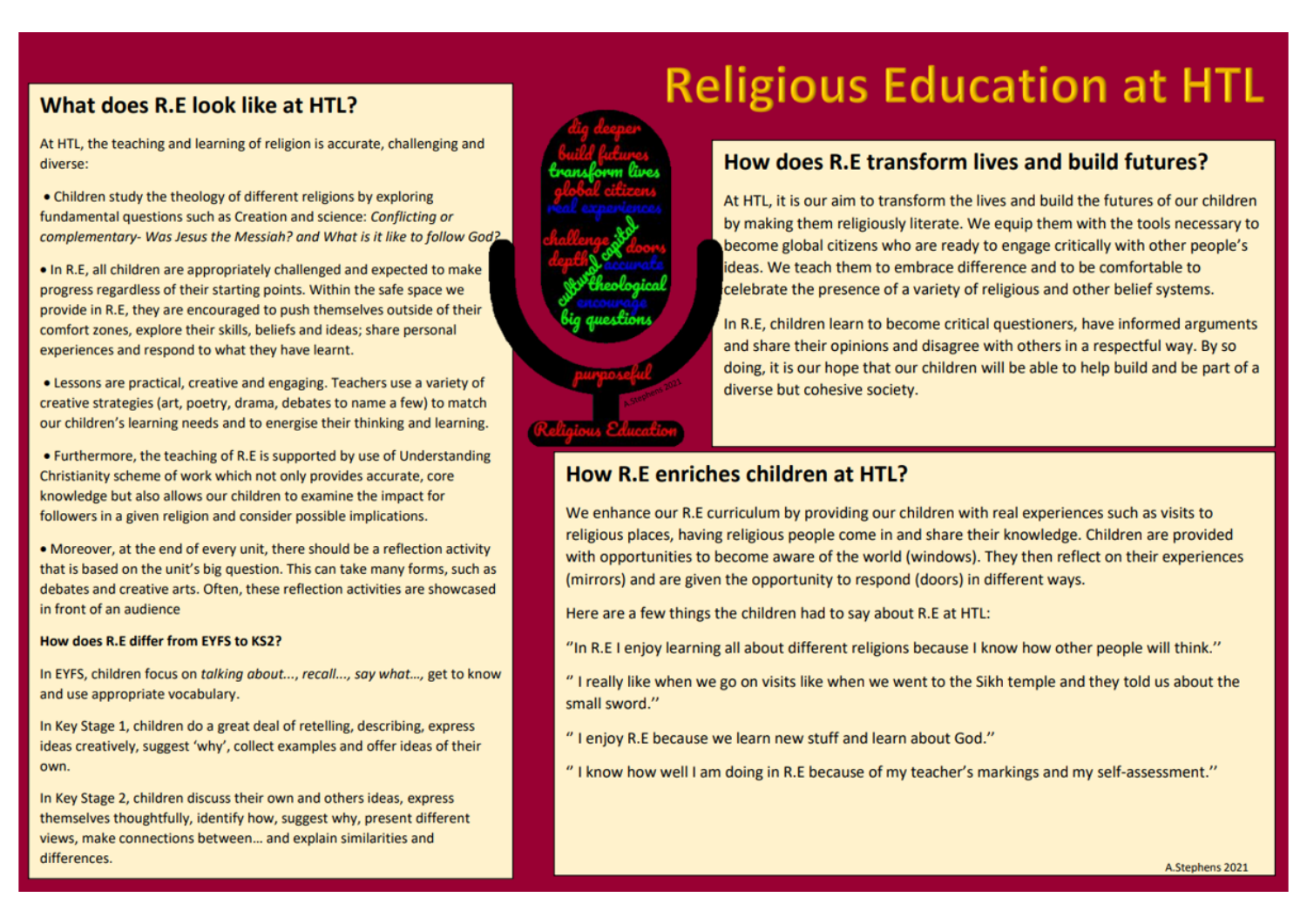# Religious Education at HTL

## What does R.E look like at HTL?

At HTL, the teaching and learning of religion is accurate, challenging and diverse:

- Children study the theology of different religions by exploring fundamental questions such as Creation and science: *Conflicting or complementary- Was Jesus the Messiah? and What is it like to follow God?*

- In R.E, all children are appropriately challenged and expected to make progress regardless of their starting points. Within the safe space we provide in R.E, they are encouraged to push themselves outside of their comfort zones, explore their skills, beliefs and ideas; share personal experiences and respond to what they have learnt.

- Lessons are practical, creative and engaging. Teachers use a variety of creative strategies (art, poetry, drama, debates to name a few) to match our children's learning needs and to energise their thinking and learning.

- Furthermore, the teaching of R.E is supported by use of Understanding Christianity scheme of work which not only provides accurate, core knowledge but also allows our children to examine the impact for followers in a given religion and consider possible implications.

- Moreover, at the end of every unit, there should be a reflection activity that is based on the unit's big question. This can take many forms, such as debates and creative arts. Often, these reflection activities are showcased in front of an audience

**How does R.E differ from EYFS to KS2?**

In EYFS, children focus on *talking about…, recall…, say what…,* get to know and use appropriate vocabulary.

In Key Stage 1, children do a great deal of retelling, describing, express ideas creatively, suggest 'why', collect examples and offer ideas of their own.

In Key Stage 2, children discuss their own and others ideas, express themselves thoughtfully, identify how, suggest why, present different views, make connections between… and explain similarities and differences.

dig deeper
build futures
transform lives
global citizens
real experiences
challenge capital doors
depth accurate
cultural theological
encourage
big questions
purposeful
A.Stephens 2021
Religious Education

## How does R.E transform lives and build futures?

At HTL, it is our aim to transform the lives and build the futures of our children by making them religiously literate. We equip them with the tools necessary to become global citizens who are ready to engage critically with other people's ideas. We teach them to embrace difference and to be comfortable to celebrate the presence of a variety of religious and other belief systems.

In R.E, children learn to become critical questioners, have informed arguments and share their opinions and disagree with others in a respectful way. By so doing, it is our hope that our children will be able to help build and be part of a diverse but cohesive society.

## How R.E enriches children at HTL?

We enhance our R.E curriculum by providing our children with real experiences such as visits to religious places, having religious people come in and share their knowledge. Children are provided with opportunities to become aware of the world (windows). They then reflect on their experiences (mirrors) and are given the opportunity to respond (doors) in different ways.

Here are a few things the children had to say about R.E at HTL:

"In R.E I enjoy learning all about different religions because I know how other people will think."

" I really like when we go on visits like when we went to the Sikh temple and they told us about the small sword."

" I enjoy R.E because we learn new stuff and learn about God."

" I know how well I am doing in R.E because of my teacher's markings and my self-assessment."

A.Stephens 2021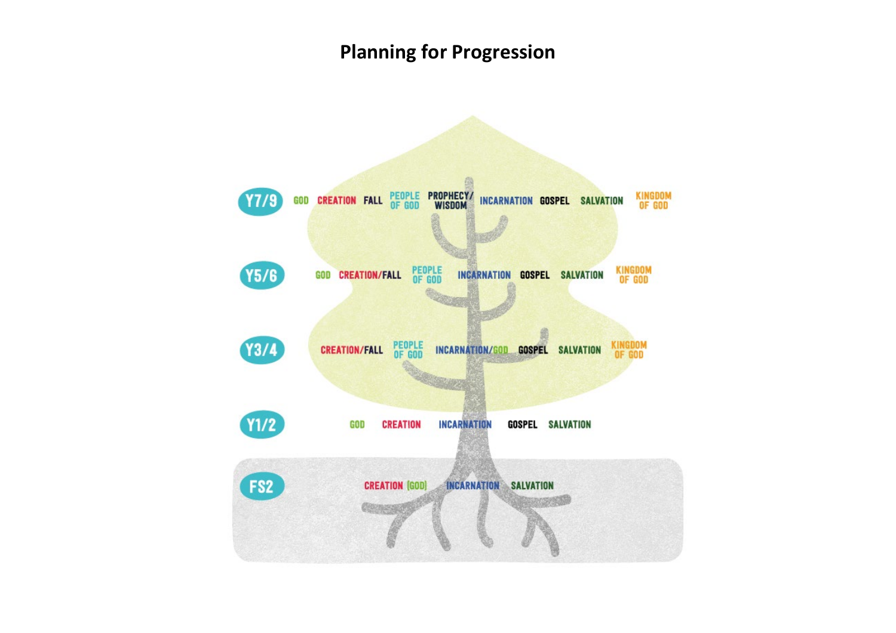# Planning for Progression

**Y7/9**: GOD · CREATION · FALL · PEOPLE OF GOD · PROPHECY/WISDOM · INCARNATION · GOSPEL · SALVATION · KINGDOM OF GOD

**Y5/6**: GOD · CREATION/FALL · PEOPLE OF GOD · INCARNATION · GOSPEL · SALVATION · KINGDOM OF GOD

**Y3/4**: CREATION/FALL · PEOPLE OF GOD · INCARNATION/GOD · GOSPEL · SALVATION · KINGDOM OF GOD

**Y1/2**: GOD · CREATION · INCARNATION · GOSPEL · SALVATION

**FS2**: CREATION (GOD) · INCARNATION · SALVATION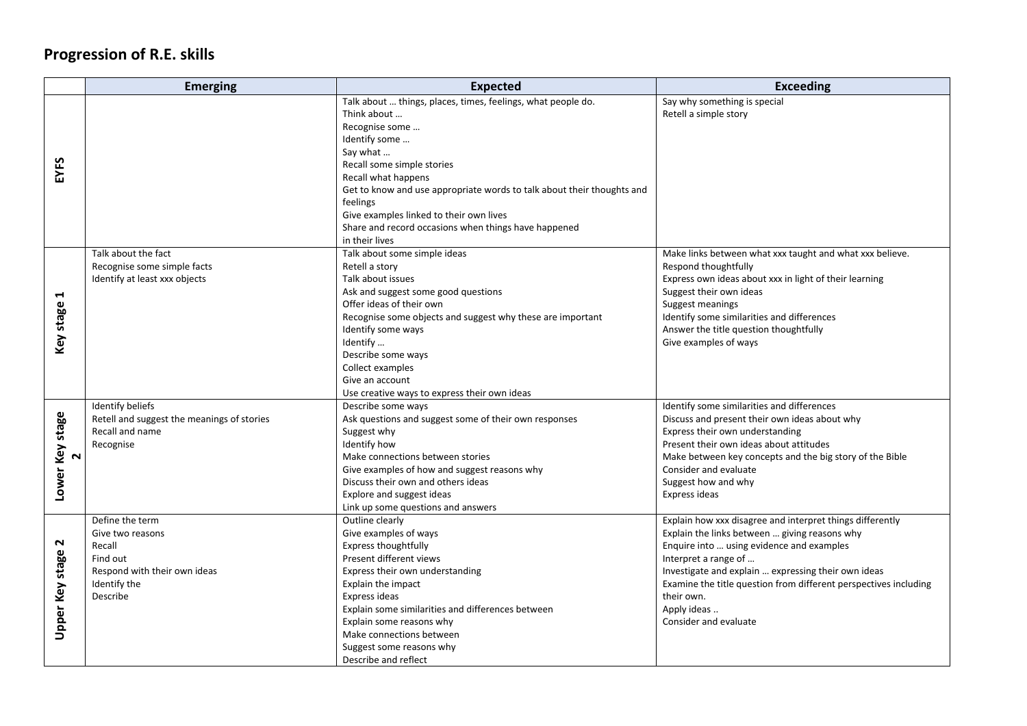# Progression of R.E. skills

| | Emerging | Expected | Exceeding |
|---|---|---|---|
| EYFS | | Talk about … things, places, times, feelings, what people do.<br>Think about …<br>Recognise some …<br>Identify some …<br>Say what …<br>Recall some simple stories<br>Recall what happens<br>Get to know and use appropriate words to talk about their thoughts and feelings<br>Give examples linked to their own lives<br>Share and record occasions when things have happened in their lives | Say why something is special<br>Retell a simple story |
| Key stage 1 | Talk about the fact<br>Recognise some simple facts<br>Identify at least xxx objects | Talk about some simple ideas<br>Retell a story<br>Talk about issues<br>Ask and suggest some good questions<br>Offer ideas of their own<br>Recognise some objects and suggest why these are important<br>Identify some ways<br>Identify …<br>Describe some ways<br>Collect examples<br>Give an account<br>Use creative ways to express their own ideas | Make links between what xxx taught and what xxx believe.<br>Respond thoughtfully<br>Express own ideas about xxx in light of their learning<br>Suggest their own ideas<br>Suggest meanings<br>Identify some similarities and differences<br>Answer the title question thoughtfully<br>Give examples of ways |
| Lower Key stage 2 | Identify beliefs<br>Retell and suggest the meanings of stories<br>Recall and name<br>Recognise | Describe some ways<br>Ask questions and suggest some of their own responses<br>Suggest why<br>Identify how<br>Make connections between stories<br>Give examples of how and suggest reasons why<br>Discuss their own and others ideas<br>Explore and suggest ideas<br>Link up some questions and answers | Identify some similarities and differences<br>Discuss and present their own ideas about why<br>Express their own understanding<br>Present their own ideas about attitudes<br>Make between key concepts and the big story of the Bible<br>Consider and evaluate<br>Suggest how and why<br>Express ideas |
| Upper Key stage 2 | Define the term<br>Give two reasons<br>Recall<br>Find out<br>Respond with their own ideas<br>Identify the<br>Describe | Outline clearly<br>Give examples of ways<br>Express thoughtfully<br>Present different views<br>Express their own understanding<br>Explain the impact<br>Express ideas<br>Explain some similarities and differences between<br>Explain some reasons why<br>Make connections between<br>Suggest some reasons why<br>Describe and reflect | Explain how xxx disagree and interpret things differently<br>Explain the links between … giving reasons why<br>Enquire into … using evidence and examples<br>Interpret a range of …<br>Investigate and explain … expressing their own ideas<br>Examine the title question from different perspectives including their own.<br>Apply ideas ..<br>Consider and evaluate |